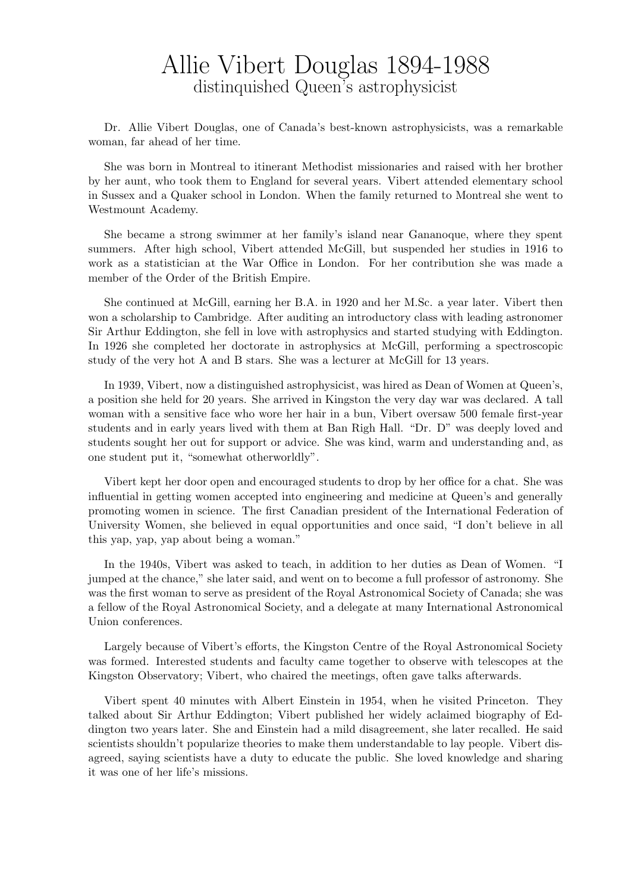# Allie Vibert Douglas 1894-1988

distinquished Queen's astrophysicist

Dr. Allie Vibert Douglas, one of Canada's best-known astrophysicists, was a remarkable woman, far ahead of her time.

She was born in Montreal to itinerant Methodist missionaries and raised with her brother by her aunt, who took them to England for several years. Vibert attended elementary school in Sussex and a Quaker school in London. When the family returned to Montreal she went to Westmount Academy.

She became a strong swimmer at her family's island near Gananoque, where they spent summers. After high school, Vibert attended McGill, but suspended her studies in 1916 to work as a statistician at the War Office in London. For her contribution she was made a member of the Order of the British Empire.

She continued at McGill, earning her B.A. in 1920 and her M.Sc. a year later. Vibert then won a scholarship to Cambridge. After auditing an introductory class with leading astronomer Sir Arthur Eddington, she fell in love with astrophysics and started studying with Eddington. In 1926 she completed her doctorate in astrophysics at McGill, performing a spectroscopic study of the very hot A and B stars. She was a lecturer at McGill for 13 years.

In 1939, Vibert, now a distinguished astrophysicist, was hired as Dean of Women at Queen's, a position she held for 20 years. She arrived in Kingston the very day war was declared. A tall woman with a sensitive face who wore her hair in a bun, Vibert oversaw 500 female first-year students and in early years lived with them at Ban Righ Hall. "Dr. D" was deeply loved and students sought her out for support or advice. She was kind, warm and understanding and, as one student put it, "somewhat otherworldly".

Vibert kept her door open and encouraged students to drop by her office for a chat. She was influential in getting women accepted into engineering and medicine at Queen's and generally promoting women in science. The first Canadian president of the International Federation of University Women, she believed in equal opportunities and once said, "I don't believe in all this yap, yap, yap about being a woman."

In the 1940s, Vibert was asked to teach, in addition to her duties as Dean of Women. "I jumped at the chance," she later said, and went on to become a full professor of astronomy. She was the first woman to serve as president of the Royal Astronomical Society of Canada; she was a fellow of the Royal Astronomical Society, and a delegate at many International Astronomical Union conferences.

Largely because of Vibert's efforts, the Kingston Centre of the Royal Astronomical Society was formed. Interested students and faculty came together to observe with telescopes at the Kingston Observatory; Vibert, who chaired the meetings, often gave talks afterwards.

Vibert spent 40 minutes with Albert Einstein in 1954, when he visited Princeton. They talked about Sir Arthur Eddington; Vibert published her widely aclaimed biography of Eddington two years later. She and Einstein had a mild disagreement, she later recalled. He said scientists shouldn't popularize theories to make them understandable to lay people. Vibert disagreed, saying scientists have a duty to educate the public. She loved knowledge and sharing it was one of her life's missions.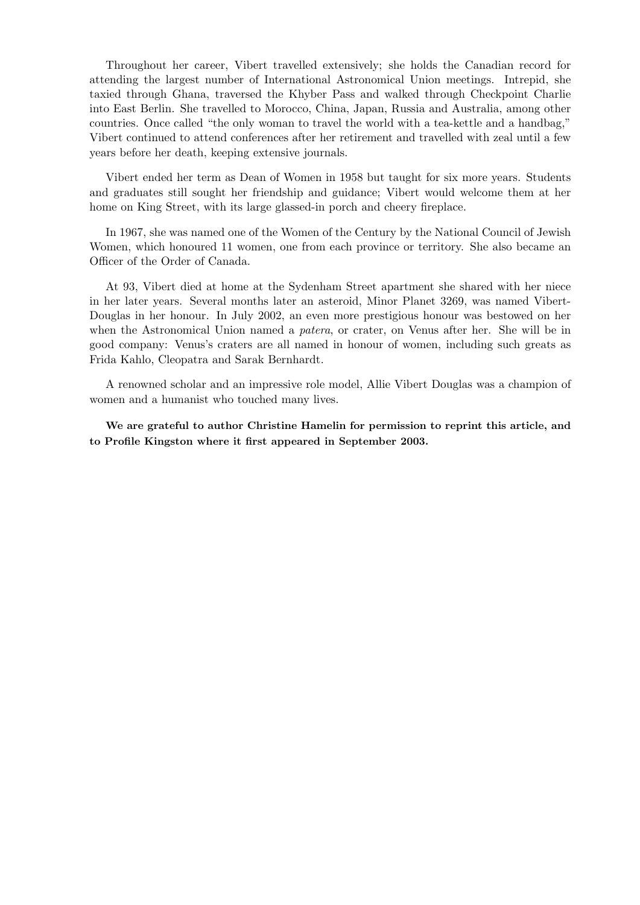Throughout her career, Vibert travelled extensively; she holds the Canadian record for attending the largest number of International Astronomical Union meetings. Intrepid, she taxied through Ghana, traversed the Khyber Pass and walked through Checkpoint Charlie into East Berlin. She travelled to Morocco, China, Japan, Russia and Australia, among other countries. Once called "the only woman to travel the world with a tea-kettle and a handbag," Vibert continued to attend conferences after her retirement and travelled with zeal until a few years before her death, keeping extensive journals.

Vibert ended her term as Dean of Women in 1958 but taught for six more years. Students and graduates still sought her friendship and guidance; Vibert would welcome them at her home on King Street, with its large glassed-in porch and cheery fireplace.

In 1967, she was named one of the Women of the Century by the National Council of Jewish Women, which honoured 11 women, one from each province or territory. She also became an Officer of the Order of Canada.

At 93, Vibert died at home at the Sydenham Street apartment she shared with her niece in her later years. Several months later an asteroid, Minor Planet 3269, was named Vibert-Douglas in her honour. In July 2002, an even more prestigious honour was bestowed on her when the Astronomical Union named a *patera*, or crater, on Venus after her. She will be in good company: Venus's craters are all named in honour of women, including such greats as Frida Kahlo, Cleopatra and Sarak Bernhardt.

A renowned scholar and an impressive role model, Allie Vibert Douglas was a champion of women and a humanist who touched many lives.

**We are grateful to author Christine Hamelin for permission to reprint this article, and to Profile Kingston where it first appeared in September 2003.**